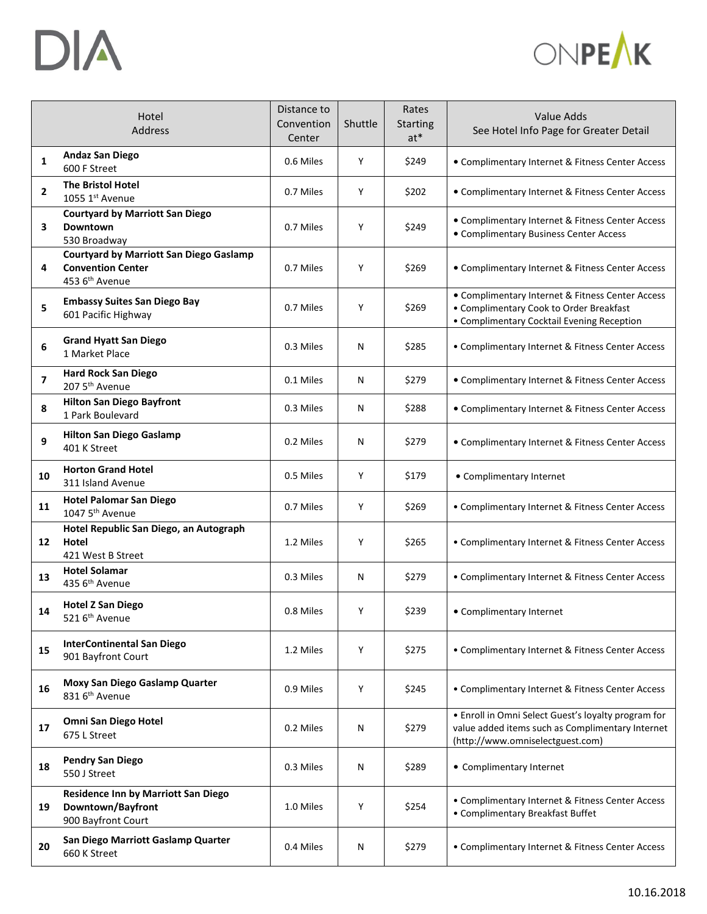DIA

ONPEAK

| | Hotel Address | Distance to Convention Center | Shuttle | Rates Starting at* | Value Adds See Hotel Info Page for Greater Detail |
|---|---|---|---|---|---|
| 1 | **Andaz San Diego** 600 F Street | 0.6 Miles | Y | $249 | • Complimentary Internet & Fitness Center Access |
| 2 | **The Bristol Hotel** 1055 1st Avenue | 0.7 Miles | Y | $202 | • Complimentary Internet & Fitness Center Access |
| 3 | **Courtyard by Marriott San Diego Downtown** 530 Broadway | 0.7 Miles | Y | $249 | • Complimentary Internet & Fitness Center Access • Complimentary Business Center Access |
| 4 | **Courtyard by Marriott San Diego Gaslamp Convention Center** 453 6th Avenue | 0.7 Miles | Y | $269 | • Complimentary Internet & Fitness Center Access |
| 5 | **Embassy Suites San Diego Bay** 601 Pacific Highway | 0.7 Miles | Y | $269 | • Complimentary Internet & Fitness Center Access • Complimentary Cook to Order Breakfast • Complimentary Cocktail Evening Reception |
| 6 | **Grand Hyatt San Diego** 1 Market Place | 0.3 Miles | N | $285 | • Complimentary Internet & Fitness Center Access |
| 7 | **Hard Rock San Diego** 207 5th Avenue | 0.1 Miles | N | $279 | • Complimentary Internet & Fitness Center Access |
| 8 | **Hilton San Diego Bayfront** 1 Park Boulevard | 0.3 Miles | N | $288 | • Complimentary Internet & Fitness Center Access |
| 9 | **Hilton San Diego Gaslamp** 401 K Street | 0.2 Miles | N | $279 | • Complimentary Internet & Fitness Center Access |
| 10 | **Horton Grand Hotel** 311 Island Avenue | 0.5 Miles | Y | $179 | • Complimentary Internet |
| 11 | **Hotel Palomar San Diego** 1047 5th Avenue | 0.7 Miles | Y | $269 | • Complimentary Internet & Fitness Center Access |
| 12 | **Hotel Republic San Diego, an Autograph Hotel** 421 West B Street | 1.2 Miles | Y | $265 | • Complimentary Internet & Fitness Center Access |
| 13 | **Hotel Solamar** 435 6th Avenue | 0.3 Miles | N | $279 | • Complimentary Internet & Fitness Center Access |
| 14 | **Hotel Z San Diego** 521 6th Avenue | 0.8 Miles | Y | $239 | • Complimentary Internet |
| 15 | **InterContinental San Diego** 901 Bayfront Court | 1.2 Miles | Y | $275 | • Complimentary Internet & Fitness Center Access |
| 16 | **Moxy San Diego Gaslamp Quarter** 831 6th Avenue | 0.9 Miles | Y | $245 | • Complimentary Internet & Fitness Center Access |
| 17 | **Omni San Diego Hotel** 675 L Street | 0.2 Miles | N | $279 | • Enroll in Omni Select Guest's loyalty program for value added items such as Complimentary Internet (http://www.omniselectguest.com) |
| 18 | **Pendry San Diego** 550 J Street | 0.3 Miles | N | $289 | • Complimentary Internet |
| 19 | **Residence Inn by Marriott San Diego Downtown/Bayfront** 900 Bayfront Court | 1.0 Miles | Y | $254 | • Complimentary Internet & Fitness Center Access • Complimentary Breakfast Buffet |
| 20 | **San Diego Marriott Gaslamp Quarter** 660 K Street | 0.4 Miles | N | $279 | • Complimentary Internet & Fitness Center Access |

10.16.2018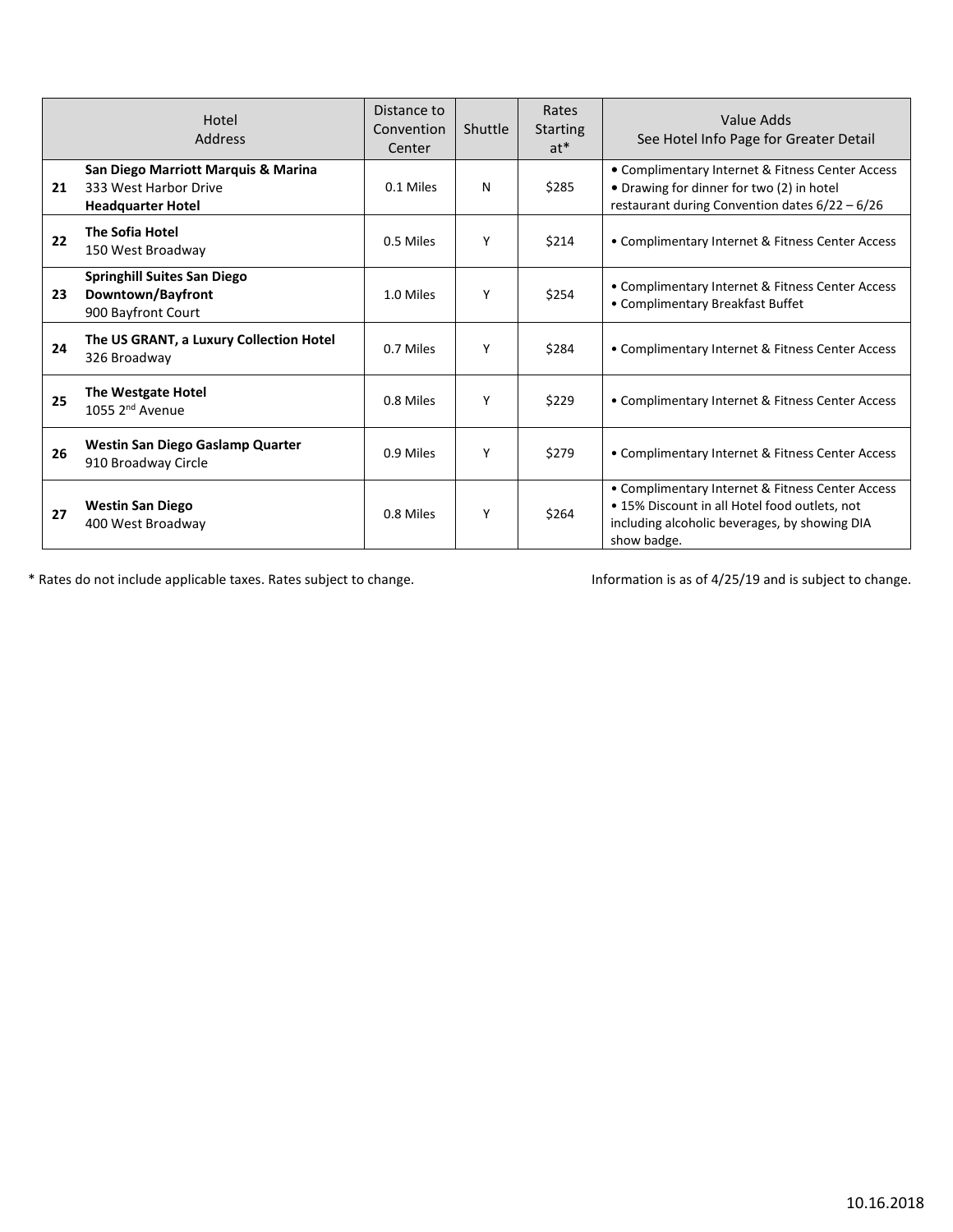| | Hotel<br>Address | Distance to Convention Center | Shuttle | Rates Starting at* | Value Adds<br>See Hotel Info Page for Greater Detail |
|---|---|---|---|---|---|
| **21** | **San Diego Marriott Marquis & Marina**<br>333 West Harbor Drive<br>**Headquarter Hotel** | 0.1 Miles | N | $285 | • Complimentary Internet & Fitness Center Access<br>• Drawing for dinner for two (2) in hotel restaurant during Convention dates 6/22 – 6/26 |
| **22** | **The Sofia Hotel**<br>150 West Broadway | 0.5 Miles | Y | $214 | • Complimentary Internet & Fitness Center Access |
| **23** | **Springhill Suites San Diego Downtown/Bayfront**<br>900 Bayfront Court | 1.0 Miles | Y | $254 | • Complimentary Internet & Fitness Center Access<br>• Complimentary Breakfast Buffet |
| **24** | **The US GRANT, a Luxury Collection Hotel**<br>326 Broadway | 0.7 Miles | Y | $284 | • Complimentary Internet & Fitness Center Access |
| **25** | **The Westgate Hotel**<br>1055 2nd Avenue | 0.8 Miles | Y | $229 | • Complimentary Internet & Fitness Center Access |
| **26** | **Westin San Diego Gaslamp Quarter**<br>910 Broadway Circle | 0.9 Miles | Y | $279 | • Complimentary Internet & Fitness Center Access |
| **27** | **Westin San Diego**<br>400 West Broadway | 0.8 Miles | Y | $264 | • Complimentary Internet & Fitness Center Access<br>• 15% Discount in all Hotel food outlets, not including alcoholic beverages, by showing DIA show badge. |

* Rates do not include applicable taxes. Rates subject to change.

Information is as of 4/25/19 and is subject to change.

10.16.2018